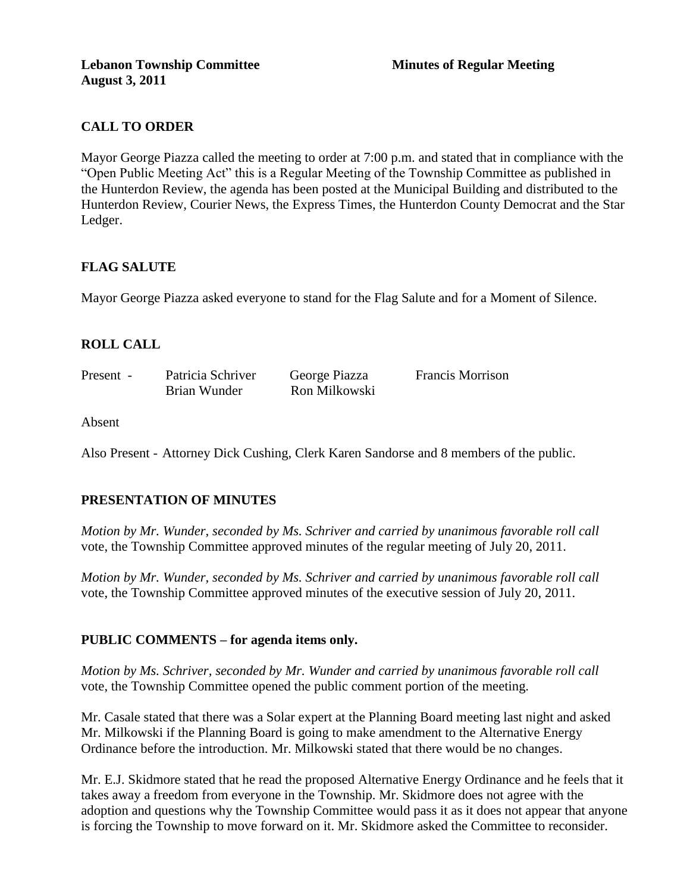**Lebanon Township Committee** **Minutes of Regular Meeting**
**August 3, 2011**

## CALL TO ORDER

Mayor George Piazza called the meeting to order at 7:00 p.m. and stated that in compliance with the "Open Public Meeting Act" this is a Regular Meeting of the Township Committee as published in the Hunterdon Review, the agenda has been posted at the Municipal Building and distributed to the Hunterdon Review, Courier News, the Express Times, the Hunterdon County Democrat and the Star Ledger.

## FLAG SALUTE

Mayor George Piazza asked everyone to stand for the Flag Salute and for a Moment of Silence.

## ROLL CALL

| Present - | Patricia Schriver | George Piazza | Francis Morrison |
|---|---|---|---|
| | Brian Wunder | Ron Milkowski | |

Absent

Also Present - Attorney Dick Cushing, Clerk Karen Sandorse and 8 members of the public.

## PRESENTATION OF MINUTES

*Motion by Mr. Wunder, seconded by Ms. Schriver and carried by unanimous favorable roll call* vote, the Township Committee approved minutes of the regular meeting of July 20, 2011.

*Motion by Mr. Wunder, seconded by Ms. Schriver and carried by unanimous favorable roll call* vote, the Township Committee approved minutes of the executive session of July 20, 2011.

## PUBLIC COMMENTS – for agenda items only.

*Motion by Ms. Schriver, seconded by Mr. Wunder and carried by unanimous favorable roll call* vote, the Township Committee opened the public comment portion of the meeting.

Mr. Casale stated that there was a Solar expert at the Planning Board meeting last night and asked Mr. Milkowski if the Planning Board is going to make amendment to the Alternative Energy Ordinance before the introduction. Mr. Milkowski stated that there would be no changes.

Mr. E.J. Skidmore stated that he read the proposed Alternative Energy Ordinance and he feels that it takes away a freedom from everyone in the Township. Mr. Skidmore does not agree with the adoption and questions why the Township Committee would pass it as it does not appear that anyone is forcing the Township to move forward on it. Mr. Skidmore asked the Committee to reconsider.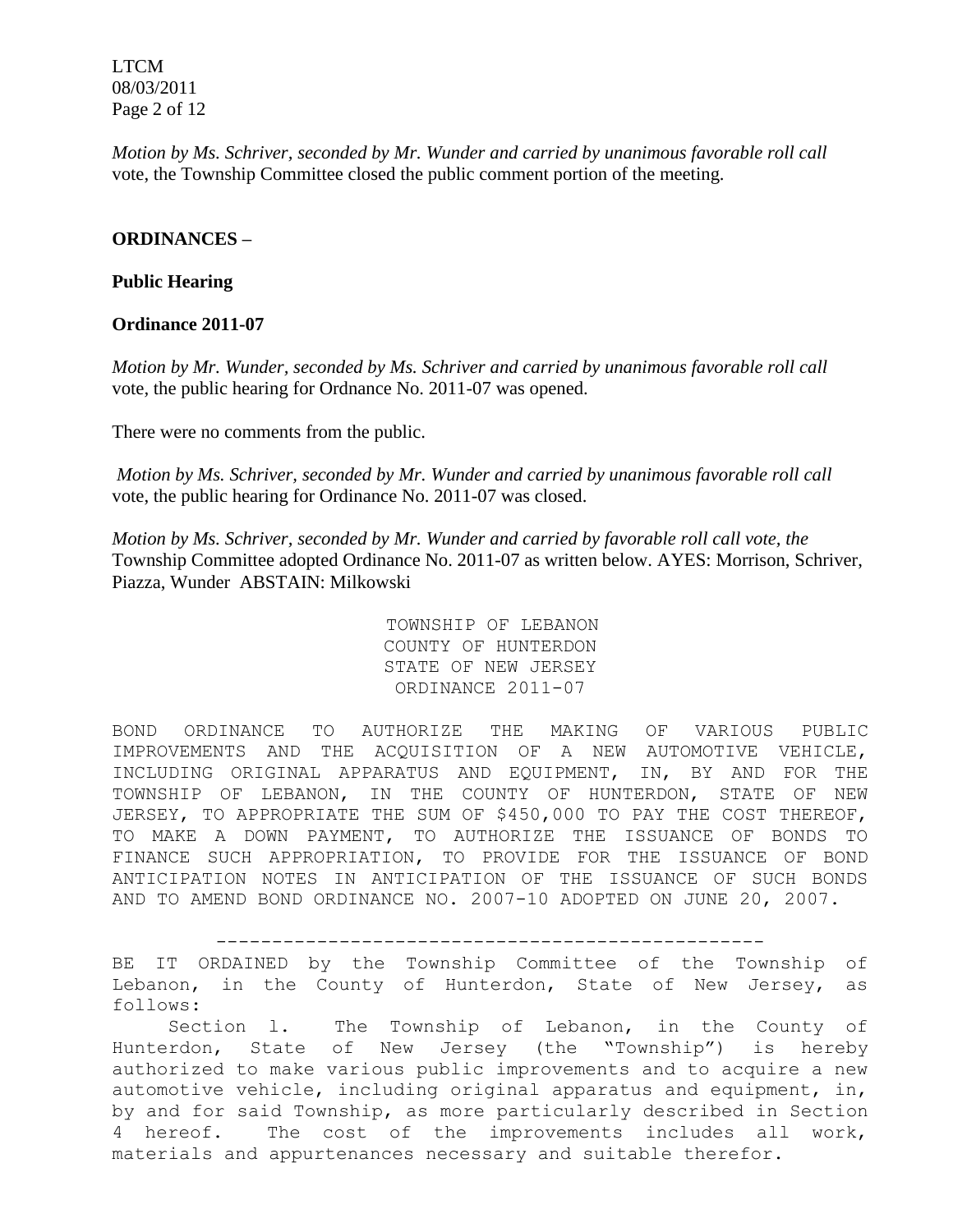*Motion by Ms. Schriver, seconded by Mr. Wunder and carried by unanimous favorable roll call* vote, the Township Committee closed the public comment portion of the meeting.

**ORDINANCES –**

**Public Hearing**

**Ordinance 2011-07**

*Motion by Mr. Wunder, seconded by Ms. Schriver and carried by unanimous favorable roll call* vote, the public hearing for Ordnance No. 2011-07 was opened.

There were no comments from the public.

*Motion by Ms. Schriver, seconded by Mr. Wunder and carried by unanimous favorable roll call* vote, the public hearing for Ordinance No. 2011-07 was closed.

*Motion by Ms. Schriver, seconded by Mr. Wunder and carried by favorable roll call vote, the* Township Committee adopted Ordinance No. 2011-07 as written below. AYES: Morrison, Schriver, Piazza, Wunder ABSTAIN: Milkowski

TOWNSHIP OF LEBANON
COUNTY OF HUNTERDON
STATE OF NEW JERSEY
ORDINANCE 2011-07

BOND ORDINANCE TO AUTHORIZE THE MAKING OF VARIOUS PUBLIC IMPROVEMENTS AND THE ACQUISITION OF A NEW AUTOMOTIVE VEHICLE, INCLUDING ORIGINAL APPARATUS AND EQUIPMENT, IN, BY AND FOR THE TOWNSHIP OF LEBANON, IN THE COUNTY OF HUNTERDON, STATE OF NEW JERSEY, TO APPROPRIATE THE SUM OF $450,000 TO PAY THE COST THEREOF, TO MAKE A DOWN PAYMENT, TO AUTHORIZE THE ISSUANCE OF BONDS TO FINANCE SUCH APPROPRIATION, TO PROVIDE FOR THE ISSUANCE OF BOND ANTICIPATION NOTES IN ANTICIPATION OF THE ISSUANCE OF SUCH BONDS AND TO AMEND BOND ORDINANCE NO. 2007-10 ADOPTED ON JUNE 20, 2007.

---

BE IT ORDAINED by the Township Committee of the Township of Lebanon, in the County of Hunterdon, State of New Jersey, as follows:

Section 1. The Township of Lebanon, in the County of Hunterdon, State of New Jersey (the "Township") is hereby authorized to make various public improvements and to acquire a new automotive vehicle, including original apparatus and equipment, in, by and for said Township, as more particularly described in Section 4 hereof. The cost of the improvements includes all work, materials and appurtenances necessary and suitable therefor.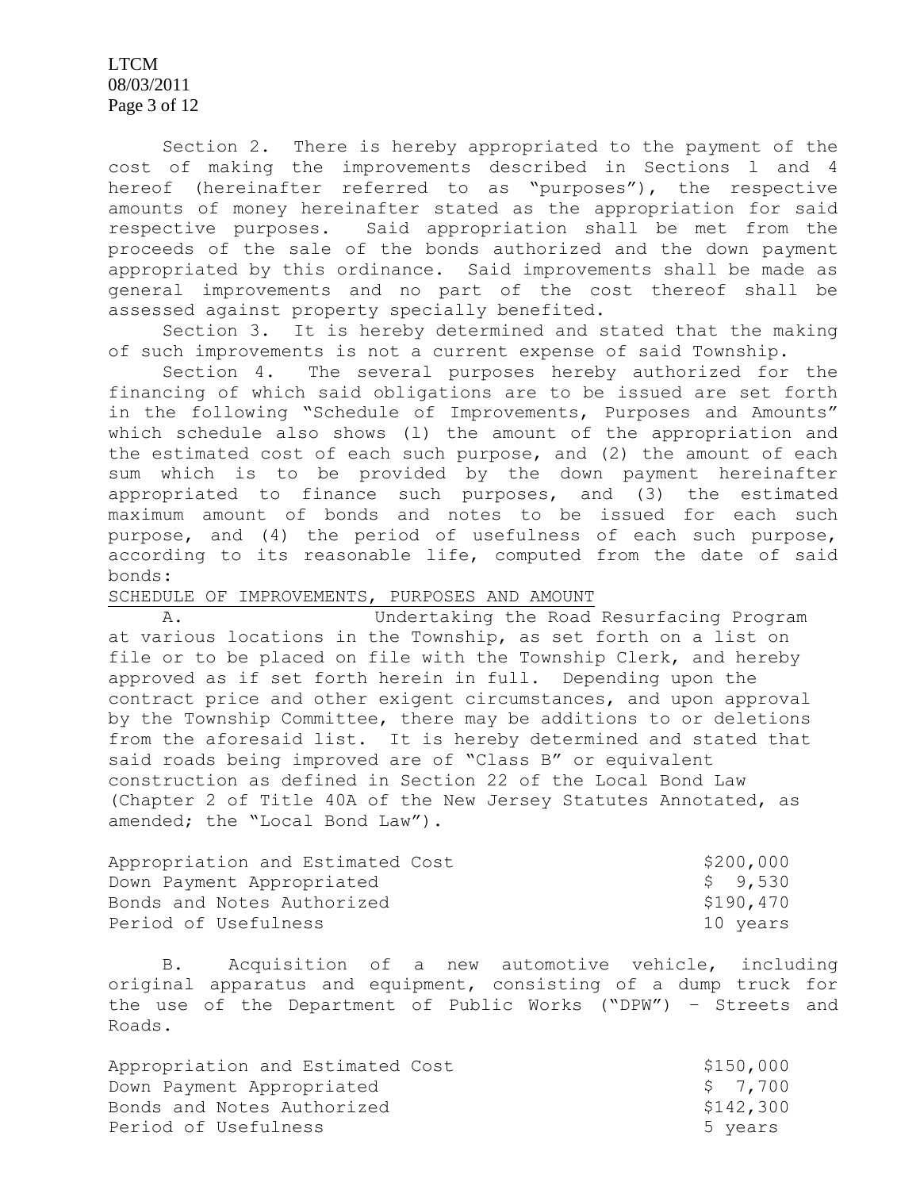Section 2. There is hereby appropriated to the payment of the cost of making the improvements described in Sections 1 and 4 hereof (hereinafter referred to as "purposes"), the respective amounts of money hereinafter stated as the appropriation for said respective purposes. Said appropriation shall be met from the proceeds of the sale of the bonds authorized and the down payment appropriated by this ordinance. Said improvements shall be made as general improvements and no part of the cost thereof shall be assessed against property specially benefited.

Section 3. It is hereby determined and stated that the making of such improvements is not a current expense of said Township.

Section 4. The several purposes hereby authorized for the financing of which said obligations are to be issued are set forth in the following "Schedule of Improvements, Purposes and Amounts" which schedule also shows (1) the amount of the appropriation and the estimated cost of each such purpose, and (2) the amount of each sum which is to be provided by the down payment hereinafter appropriated to finance such purposes, and (3) the estimated maximum amount of bonds and notes to be issued for each such purpose, and (4) the period of usefulness of each such purpose, according to its reasonable life, computed from the date of said bonds:

SCHEDULE OF IMPROVEMENTS, PURPOSES AND AMOUNT

A. Undertaking the Road Resurfacing Program at various locations in the Township, as set forth on a list on file or to be placed on file with the Township Clerk, and hereby approved as if set forth herein in full. Depending upon the contract price and other exigent circumstances, and upon approval by the Township Committee, there may be additions to or deletions from the aforesaid list. It is hereby determined and stated that said roads being improved are of "Class B" or equivalent construction as defined in Section 22 of the Local Bond Law (Chapter 2 of Title 40A of the New Jersey Statutes Annotated, as amended; the "Local Bond Law").

| | |
|---|---|
| Appropriation and Estimated Cost | $200,000 |
| Down Payment Appropriated | $ 9,530 |
| Bonds and Notes Authorized | $190,470 |
| Period of Usefulness | 10 years |

B. Acquisition of a new automotive vehicle, including original apparatus and equipment, consisting of a dump truck for the use of the Department of Public Works ("DPW") – Streets and Roads.

| | |
|---|---|
| Appropriation and Estimated Cost | $150,000 |
| Down Payment Appropriated | $ 7,700 |
| Bonds and Notes Authorized | $142,300 |
| Period of Usefulness | 5 years |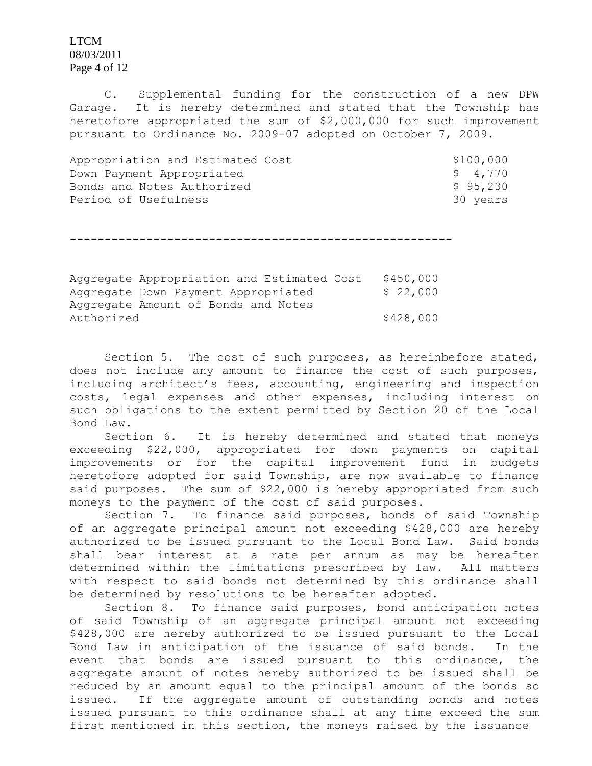C. Supplemental funding for the construction of a new DPW Garage. It is hereby determined and stated that the Township has heretofore appropriated the sum of $2,000,000 for such improvement pursuant to Ordinance No. 2009-07 adopted on October 7, 2009.

| | |
|---|---|
| Appropriation and Estimated Cost | $100,000 |
| Down Payment Appropriated | $ 4,770 |
| Bonds and Notes Authorized | $ 95,230 |
| Period of Usefulness | 30 years |

---

| | |
|---|---|
| Aggregate Appropriation and Estimated Cost | $450,000 |
| Aggregate Down Payment Appropriated | $ 22,000 |
| Aggregate Amount of Bonds and Notes Authorized | $428,000 |

Section 5. The cost of such purposes, as hereinbefore stated, does not include any amount to finance the cost of such purposes, including architect's fees, accounting, engineering and inspection costs, legal expenses and other expenses, including interest on such obligations to the extent permitted by Section 20 of the Local Bond Law.

Section 6. It is hereby determined and stated that moneys exceeding $22,000, appropriated for down payments on capital improvements or for the capital improvement fund in budgets heretofore adopted for said Township, are now available to finance said purposes. The sum of $22,000 is hereby appropriated from such moneys to the payment of the cost of said purposes.

Section 7. To finance said purposes, bonds of said Township of an aggregate principal amount not exceeding $428,000 are hereby authorized to be issued pursuant to the Local Bond Law. Said bonds shall bear interest at a rate per annum as may be hereafter determined within the limitations prescribed by law. All matters with respect to said bonds not determined by this ordinance shall be determined by resolutions to be hereafter adopted.

Section 8. To finance said purposes, bond anticipation notes of said Township of an aggregate principal amount not exceeding $428,000 are hereby authorized to be issued pursuant to the Local Bond Law in anticipation of the issuance of said bonds. In the event that bonds are issued pursuant to this ordinance, the aggregate amount of notes hereby authorized to be issued shall be reduced by an amount equal to the principal amount of the bonds so issued. If the aggregate amount of outstanding bonds and notes issued pursuant to this ordinance shall at any time exceed the sum first mentioned in this section, the moneys raised by the issuance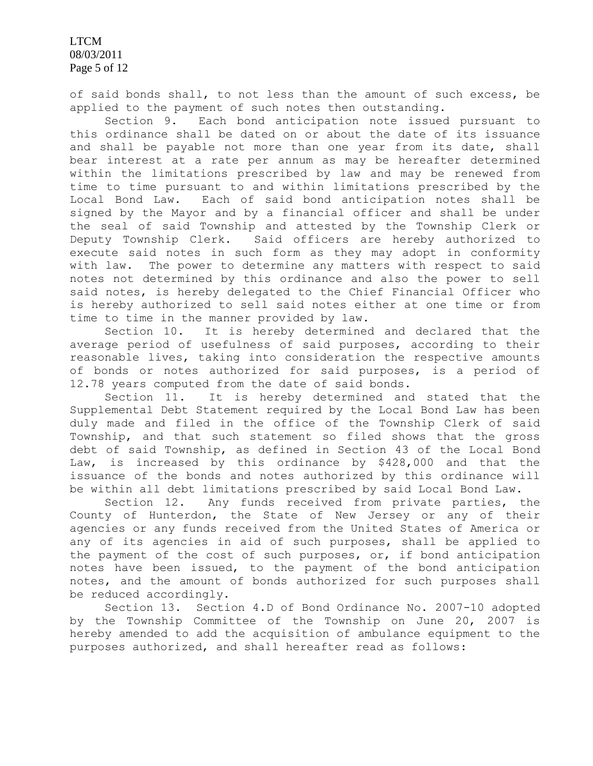of said bonds shall, to not less than the amount of such excess, be applied to the payment of such notes then outstanding.

Section 9. Each bond anticipation note issued pursuant to this ordinance shall be dated on or about the date of its issuance and shall be payable not more than one year from its date, shall bear interest at a rate per annum as may be hereafter determined within the limitations prescribed by law and may be renewed from time to time pursuant to and within limitations prescribed by the Local Bond Law. Each of said bond anticipation notes shall be signed by the Mayor and by a financial officer and shall be under the seal of said Township and attested by the Township Clerk or Deputy Township Clerk. Said officers are hereby authorized to execute said notes in such form as they may adopt in conformity with law. The power to determine any matters with respect to said notes not determined by this ordinance and also the power to sell said notes, is hereby delegated to the Chief Financial Officer who is hereby authorized to sell said notes either at one time or from time to time in the manner provided by law.

Section 10. It is hereby determined and declared that the average period of usefulness of said purposes, according to their reasonable lives, taking into consideration the respective amounts of bonds or notes authorized for said purposes, is a period of 12.78 years computed from the date of said bonds.

Section 11. It is hereby determined and stated that the Supplemental Debt Statement required by the Local Bond Law has been duly made and filed in the office of the Township Clerk of said Township, and that such statement so filed shows that the gross debt of said Township, as defined in Section 43 of the Local Bond Law, is increased by this ordinance by $428,000 and that the issuance of the bonds and notes authorized by this ordinance will be within all debt limitations prescribed by said Local Bond Law.

Section 12. Any funds received from private parties, the County of Hunterdon, the State of New Jersey or any of their agencies or any funds received from the United States of America or any of its agencies in aid of such purposes, shall be applied to the payment of the cost of such purposes, or, if bond anticipation notes have been issued, to the payment of the bond anticipation notes, and the amount of bonds authorized for such purposes shall be reduced accordingly.

Section 13. Section 4.D of Bond Ordinance No. 2007-10 adopted by the Township Committee of the Township on June 20, 2007 is hereby amended to add the acquisition of ambulance equipment to the purposes authorized, and shall hereafter read as follows: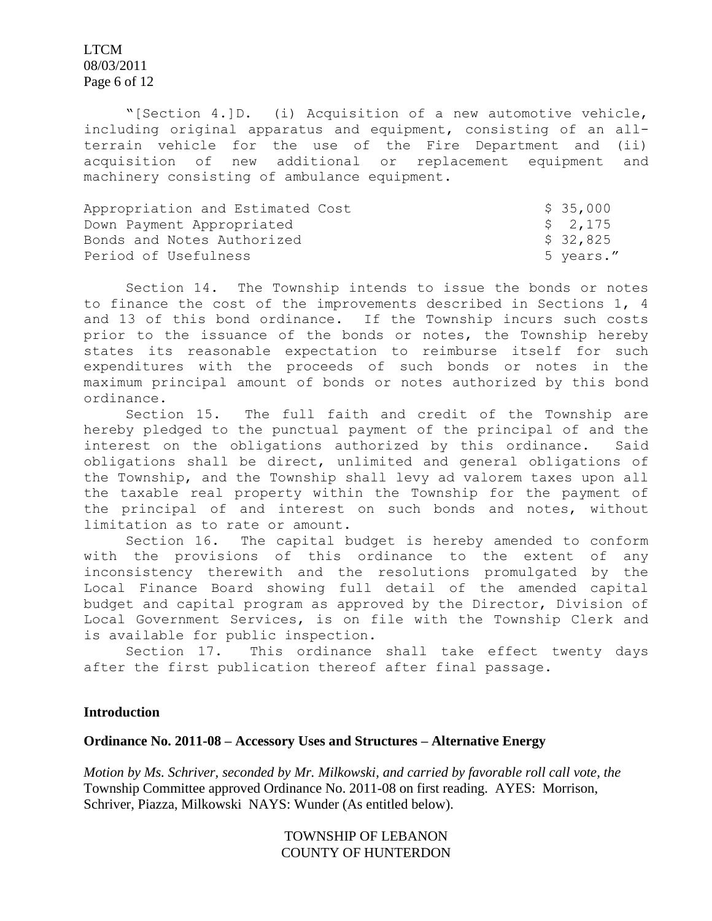"[Section 4.]D. (i) Acquisition of a new automotive vehicle, including original apparatus and equipment, consisting of an all-terrain vehicle for the use of the Fire Department and (ii) acquisition of new additional or replacement equipment and machinery consisting of ambulance equipment.

| | |
|---|---|
| Appropriation and Estimated Cost | $ 35,000 |
| Down Payment Appropriated | $ 2,175 |
| Bonds and Notes Authorized | $ 32,825 |
| Period of Usefulness | 5 years." |

Section 14. The Township intends to issue the bonds or notes to finance the cost of the improvements described in Sections 1, 4 and 13 of this bond ordinance. If the Township incurs such costs prior to the issuance of the bonds or notes, the Township hereby states its reasonable expectation to reimburse itself for such expenditures with the proceeds of such bonds or notes in the maximum principal amount of bonds or notes authorized by this bond ordinance.

Section 15. The full faith and credit of the Township are hereby pledged to the punctual payment of the principal of and the interest on the obligations authorized by this ordinance. Said obligations shall be direct, unlimited and general obligations of the Township, and the Township shall levy ad valorem taxes upon all the taxable real property within the Township for the payment of the principal of and interest on such bonds and notes, without limitation as to rate or amount.

Section 16. The capital budget is hereby amended to conform with the provisions of this ordinance to the extent of any inconsistency therewith and the resolutions promulgated by the Local Finance Board showing full detail of the amended capital budget and capital program as approved by the Director, Division of Local Government Services, is on file with the Township Clerk and is available for public inspection.

Section 17. This ordinance shall take effect twenty days after the first publication thereof after final passage.

**Introduction**

**Ordinance No. 2011-08 – Accessory Uses and Structures – Alternative Energy**

*Motion by Ms. Schriver, seconded by Mr. Milkowski, and carried by favorable roll call vote, the* Township Committee approved Ordinance No. 2011-08 on first reading. AYES: Morrison, Schriver, Piazza, Milkowski NAYS: Wunder (As entitled below).

TOWNSHIP OF LEBANON
COUNTY OF HUNTERDON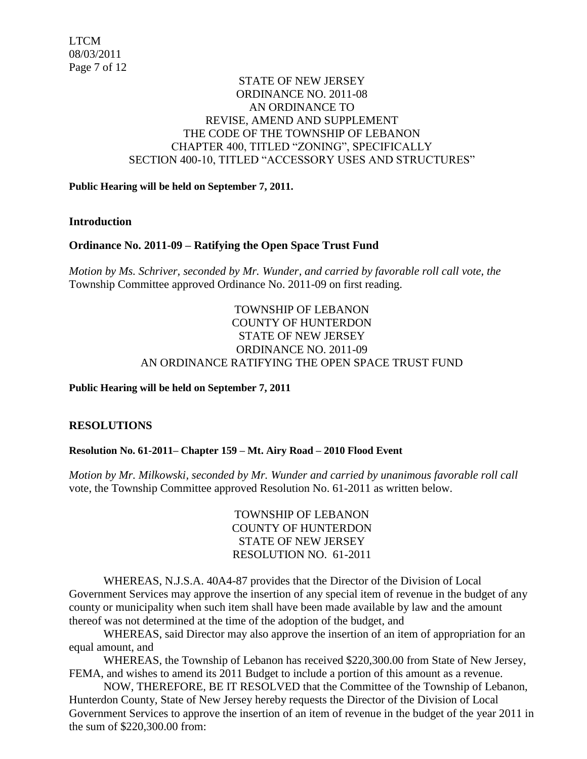STATE OF NEW JERSEY
ORDINANCE NO. 2011-08
AN ORDINANCE TO
REVISE, AMEND AND SUPPLEMENT
THE CODE OF THE TOWNSHIP OF LEBANON
CHAPTER 400, TITLED "ZONING", SPECIFICALLY
SECTION 400-10, TITLED "ACCESSORY USES AND STRUCTURES"

**Public Hearing will be held on September 7, 2011.**

**Introduction**

**Ordinance No. 2011-09 – Ratifying the Open Space Trust Fund**

*Motion by Ms. Schriver, seconded by Mr. Wunder, and carried by favorable roll call vote, the* Township Committee approved Ordinance No. 2011-09 on first reading.

TOWNSHIP OF LEBANON
COUNTY OF HUNTERDON
STATE OF NEW JERSEY
ORDINANCE NO. 2011-09
AN ORDINANCE RATIFYING THE OPEN SPACE TRUST FUND

**Public Hearing will be held on September 7, 2011**

## RESOLUTIONS

**Resolution No. 61-2011– Chapter 159 – Mt. Airy Road – 2010 Flood Event**

*Motion by Mr. Milkowski, seconded by Mr. Wunder and carried by unanimous favorable roll call* vote, the Township Committee approved Resolution No. 61-2011 as written below.

TOWNSHIP OF LEBANON
COUNTY OF HUNTERDON
STATE OF NEW JERSEY
RESOLUTION NO. 61-2011

WHEREAS, N.J.S.A. 40A4-87 provides that the Director of the Division of Local Government Services may approve the insertion of any special item of revenue in the budget of any county or municipality when such item shall have been made available by law and the amount thereof was not determined at the time of the adoption of the budget, and

WHEREAS, said Director may also approve the insertion of an item of appropriation for an equal amount, and

WHEREAS, the Township of Lebanon has received \$220,300.00 from State of New Jersey, FEMA, and wishes to amend its 2011 Budget to include a portion of this amount as a revenue.

NOW, THEREFORE, BE IT RESOLVED that the Committee of the Township of Lebanon, Hunterdon County, State of New Jersey hereby requests the Director of the Division of Local Government Services to approve the insertion of an item of revenue in the budget of the year 2011 in the sum of \$220,300.00 from: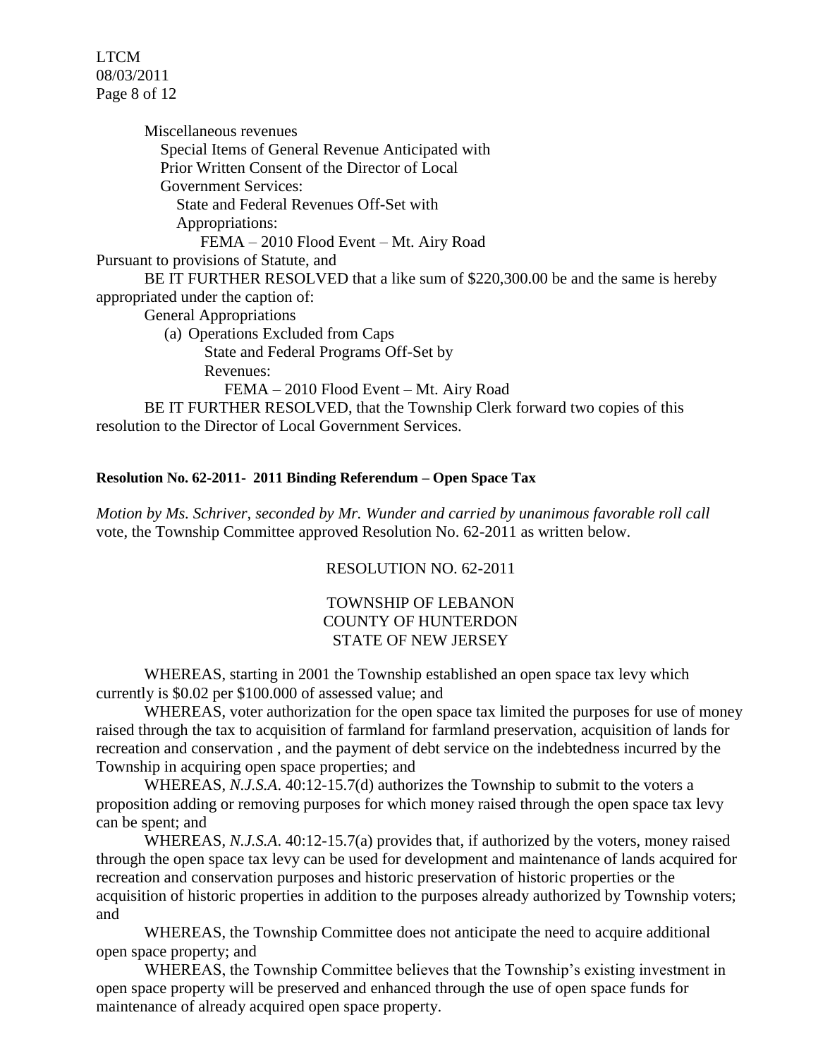Miscellaneous revenues
Special Items of General Revenue Anticipated with
Prior Written Consent of the Director of Local
Government Services:
State and Federal Revenues Off-Set with
Appropriations:
FEMA – 2010 Flood Event – Mt. Airy Road

Pursuant to provisions of Statute, and

BE IT FURTHER RESOLVED that a like sum of $220,300.00 be and the same is hereby appropriated under the caption of:

General Appropriations
(a) Operations Excluded from Caps
State and Federal Programs Off-Set by
Revenues:
FEMA – 2010 Flood Event – Mt. Airy Road

BE IT FURTHER RESOLVED, that the Township Clerk forward two copies of this resolution to the Director of Local Government Services.

**Resolution No. 62-2011- 2011 Binding Referendum – Open Space Tax**

*Motion by Ms. Schriver, seconded by Mr. Wunder and carried by unanimous favorable roll call* vote, the Township Committee approved Resolution No. 62-2011 as written below.

RESOLUTION NO. 62-2011

TOWNSHIP OF LEBANON
COUNTY OF HUNTERDON
STATE OF NEW JERSEY

WHEREAS, starting in 2001 the Township established an open space tax levy which currently is $0.02 per $100.000 of assessed value; and

WHEREAS, voter authorization for the open space tax limited the purposes for use of money raised through the tax to acquisition of farmland for farmland preservation, acquisition of lands for recreation and conservation , and the payment of debt service on the indebtedness incurred by the Township in acquiring open space properties; and

WHEREAS, *N.J.S.A.* 40:12-15.7(d) authorizes the Township to submit to the voters a proposition adding or removing purposes for which money raised through the open space tax levy can be spent; and

WHEREAS, *N.J.S.A.* 40:12-15.7(a) provides that, if authorized by the voters, money raised through the open space tax levy can be used for development and maintenance of lands acquired for recreation and conservation purposes and historic preservation of historic properties or the acquisition of historic properties in addition to the purposes already authorized by Township voters; and

WHEREAS, the Township Committee does not anticipate the need to acquire additional open space property; and

WHEREAS, the Township Committee believes that the Township's existing investment in open space property will be preserved and enhanced through the use of open space funds for maintenance of already acquired open space property.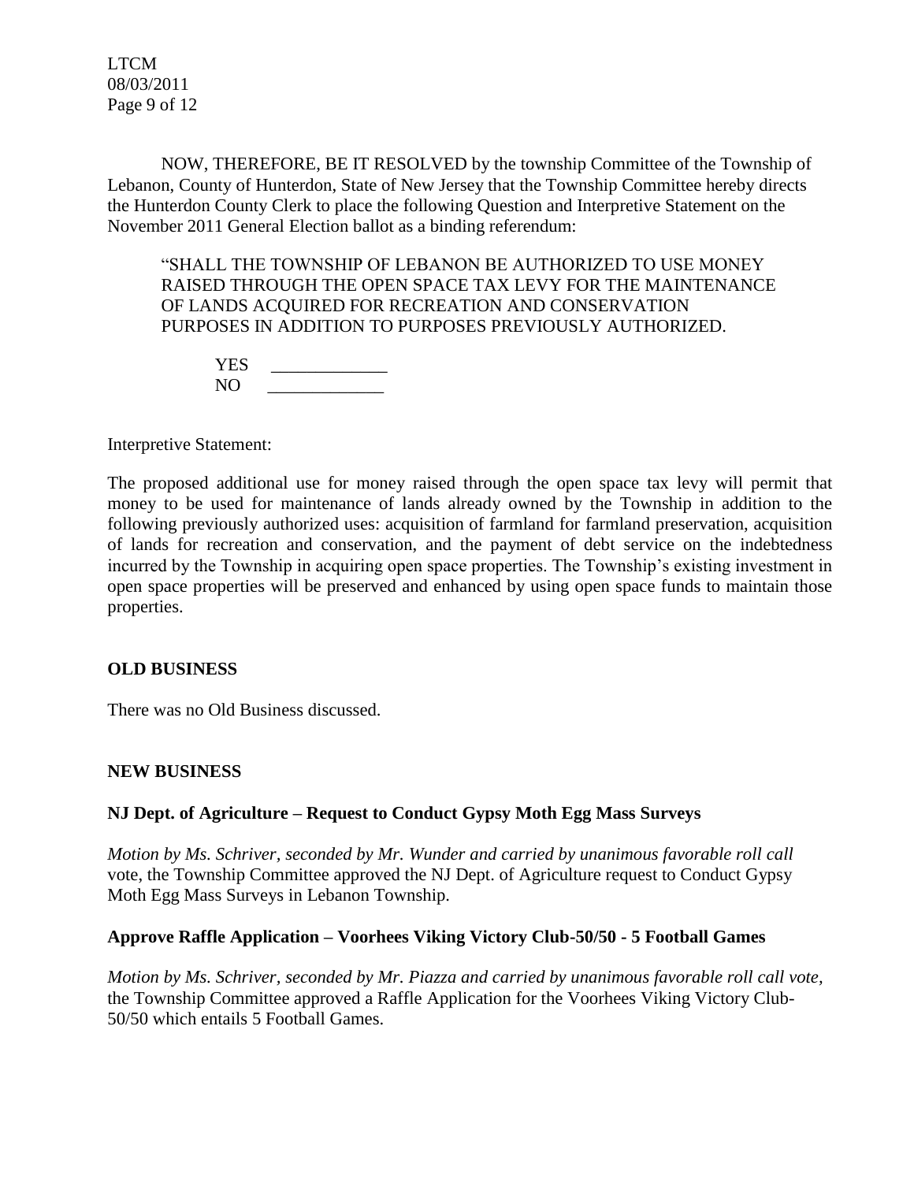NOW, THEREFORE, BE IT RESOLVED by the township Committee of the Township of Lebanon, County of Hunterdon, State of New Jersey that the Township Committee hereby directs the Hunterdon County Clerk to place the following Question and Interpretive Statement on the November 2011 General Election ballot as a binding referendum:

> "SHALL THE TOWNSHIP OF LEBANON BE AUTHORIZED TO USE MONEY RAISED THROUGH THE OPEN SPACE TAX LEVY FOR THE MAINTENANCE OF LANDS ACQUIRED FOR RECREATION AND CONSERVATION PURPOSES IN ADDITION TO PURPOSES PREVIOUSLY AUTHORIZED.
>
> YES _____________
> NO _____________

Interpretive Statement:

The proposed additional use for money raised through the open space tax levy will permit that money to be used for maintenance of lands already owned by the Township in addition to the following previously authorized uses: acquisition of farmland for farmland preservation, acquisition of lands for recreation and conservation, and the payment of debt service on the indebtedness incurred by the Township in acquiring open space properties. The Township's existing investment in open space properties will be preserved and enhanced by using open space funds to maintain those properties.

## OLD BUSINESS

There was no Old Business discussed.

## NEW BUSINESS

### NJ Dept. of Agriculture – Request to Conduct Gypsy Moth Egg Mass Surveys

*Motion by Ms. Schriver, seconded by Mr. Wunder and carried by unanimous favorable roll call* vote, the Township Committee approved the NJ Dept. of Agriculture request to Conduct Gypsy Moth Egg Mass Surveys in Lebanon Township.

### Approve Raffle Application – Voorhees Viking Victory Club-50/50 - 5 Football Games

*Motion by Ms. Schriver, seconded by Mr. Piazza and carried by unanimous favorable roll call vote,* the Township Committee approved a Raffle Application for the Voorhees Viking Victory Club-50/50 which entails 5 Football Games.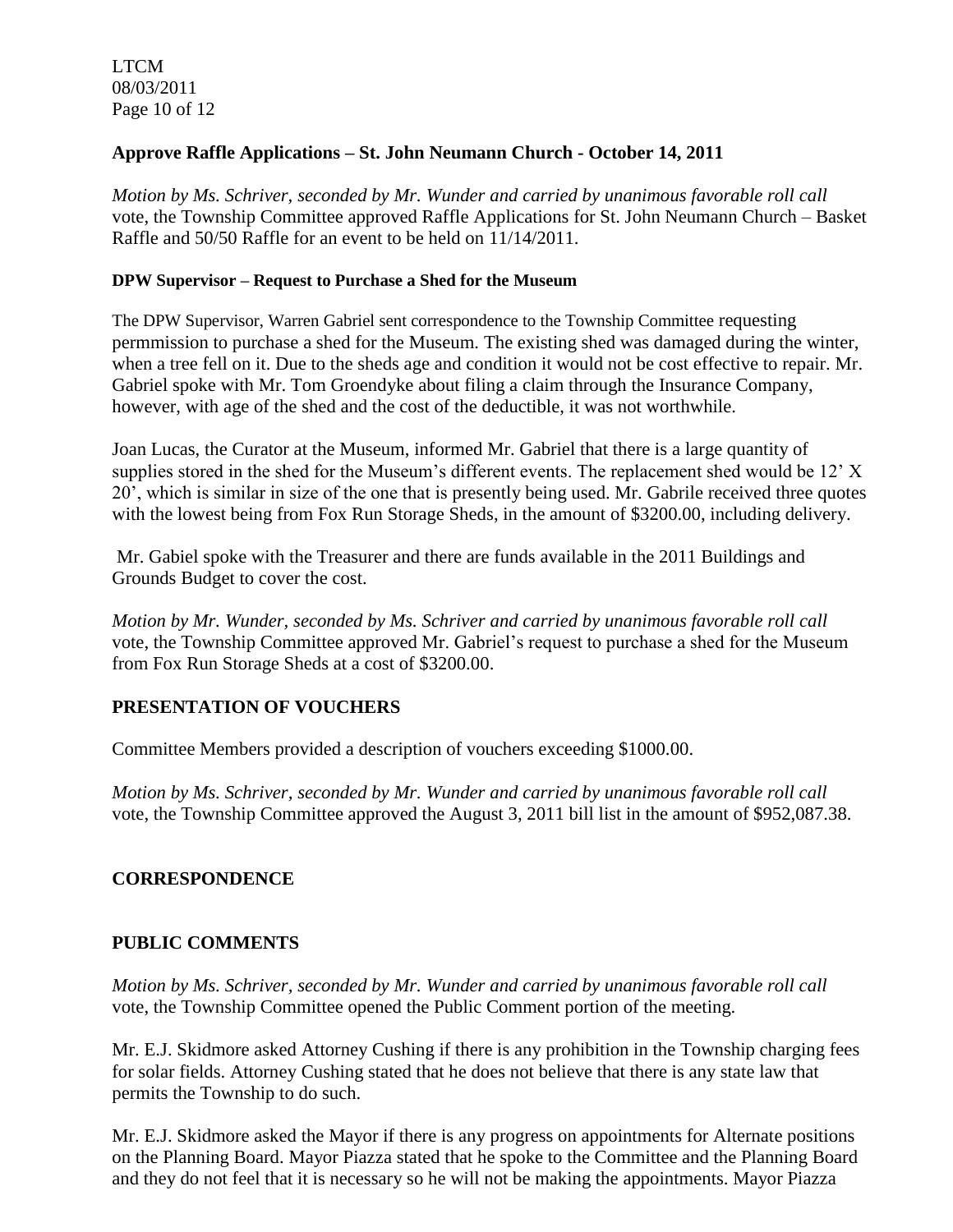### Approve Raffle Applications – St. John Neumann Church - October 14, 2011

*Motion by Ms. Schriver, seconded by Mr. Wunder and carried by unanimous favorable roll call* vote, the Township Committee approved Raffle Applications for St. John Neumann Church – Basket Raffle and 50/50 Raffle for an event to be held on 11/14/2011.

#### DPW Supervisor – Request to Purchase a Shed for the Museum

The DPW Supervisor, Warren Gabriel sent correspondence to the Township Committee requesting permmission to purchase a shed for the Museum. The existing shed was damaged during the winter, when a tree fell on it. Due to the sheds age and condition it would not be cost effective to repair. Mr. Gabriel spoke with Mr. Tom Groendyke about filing a claim through the Insurance Company, however, with age of the shed and the cost of the deductible, it was not worthwhile.

Joan Lucas, the Curator at the Museum, informed Mr. Gabriel that there is a large quantity of supplies stored in the shed for the Museum's different events. The replacement shed would be 12' X 20', which is similar in size of the one that is presently being used. Mr. Gabrile received three quotes with the lowest being from Fox Run Storage Sheds, in the amount of $3200.00, including delivery.

Mr. Gabiel spoke with the Treasurer and there are funds available in the 2011 Buildings and Grounds Budget to cover the cost.

*Motion by Mr. Wunder, seconded by Ms. Schriver and carried by unanimous favorable roll call* vote, the Township Committee approved Mr. Gabriel's request to purchase a shed for the Museum from Fox Run Storage Sheds at a cost of $3200.00.

### PRESENTATION OF VOUCHERS

Committee Members provided a description of vouchers exceeding $1000.00.

*Motion by Ms. Schriver, seconded by Mr. Wunder and carried by unanimous favorable roll call* vote, the Township Committee approved the August 3, 2011 bill list in the amount of $952,087.38.

### CORRESPONDENCE

### PUBLIC COMMENTS

*Motion by Ms. Schriver, seconded by Mr. Wunder and carried by unanimous favorable roll call* vote, the Township Committee opened the Public Comment portion of the meeting.

Mr. E.J. Skidmore asked Attorney Cushing if there is any prohibition in the Township charging fees for solar fields. Attorney Cushing stated that he does not believe that there is any state law that permits the Township to do such.

Mr. E.J. Skidmore asked the Mayor if there is any progress on appointments for Alternate positions on the Planning Board. Mayor Piazza stated that he spoke to the Committee and the Planning Board and they do not feel that it is necessary so he will not be making the appointments. Mayor Piazza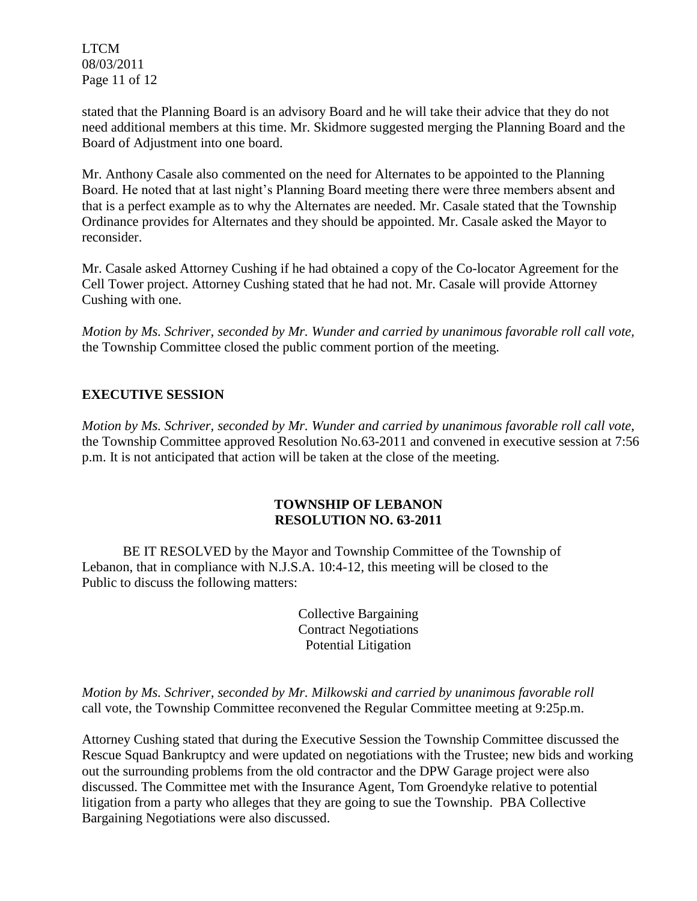stated that the Planning Board is an advisory Board and he will take their advice that they do not need additional members at this time. Mr. Skidmore suggested merging the Planning Board and the Board of Adjustment into one board.

Mr. Anthony Casale also commented on the need for Alternates to be appointed to the Planning Board. He noted that at last night's Planning Board meeting there were three members absent and that is a perfect example as to why the Alternates are needed. Mr. Casale stated that the Township Ordinance provides for Alternates and they should be appointed. Mr. Casale asked the Mayor to reconsider.

Mr. Casale asked Attorney Cushing if he had obtained a copy of the Co-locator Agreement for the Cell Tower project. Attorney Cushing stated that he had not. Mr. Casale will provide Attorney Cushing with one.

*Motion by Ms. Schriver, seconded by Mr. Wunder and carried by unanimous favorable roll call vote,* the Township Committee closed the public comment portion of the meeting.

## EXECUTIVE SESSION

*Motion by Ms. Schriver, seconded by Mr. Wunder and carried by unanimous favorable roll call vote,* the Township Committee approved Resolution No.63-2011 and convened in executive session at 7:56 p.m. It is not anticipated that action will be taken at the close of the meeting.

**TOWNSHIP OF LEBANON**
**RESOLUTION NO. 63-2011**

BE IT RESOLVED by the Mayor and Township Committee of the Township of Lebanon, that in compliance with N.J.S.A. 10:4-12, this meeting will be closed to the Public to discuss the following matters:

Collective Bargaining
Contract Negotiations
Potential Litigation

*Motion by Ms. Schriver, seconded by Mr. Milkowski and carried by unanimous favorable roll* call vote, the Township Committee reconvened the Regular Committee meeting at 9:25p.m.

Attorney Cushing stated that during the Executive Session the Township Committee discussed the Rescue Squad Bankruptcy and were updated on negotiations with the Trustee; new bids and working out the surrounding problems from the old contractor and the DPW Garage project were also discussed. The Committee met with the Insurance Agent, Tom Groendyke relative to potential litigation from a party who alleges that they are going to sue the Township. PBA Collective Bargaining Negotiations were also discussed.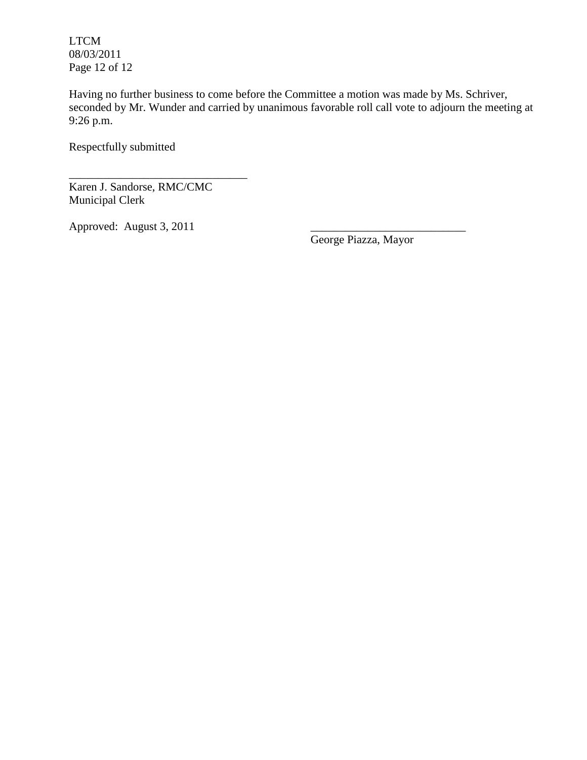Having no further business to come before the Committee a motion was made by Ms. Schriver, seconded by Mr. Wunder and carried by unanimous favorable roll call vote to adjourn the meeting at 9:26 p.m.

Respectfully submitted

_______________________________
Karen J. Sandorse, RMC/CMC
Municipal Clerk

Approved: August 3, 2011

___________________________
George Piazza, Mayor